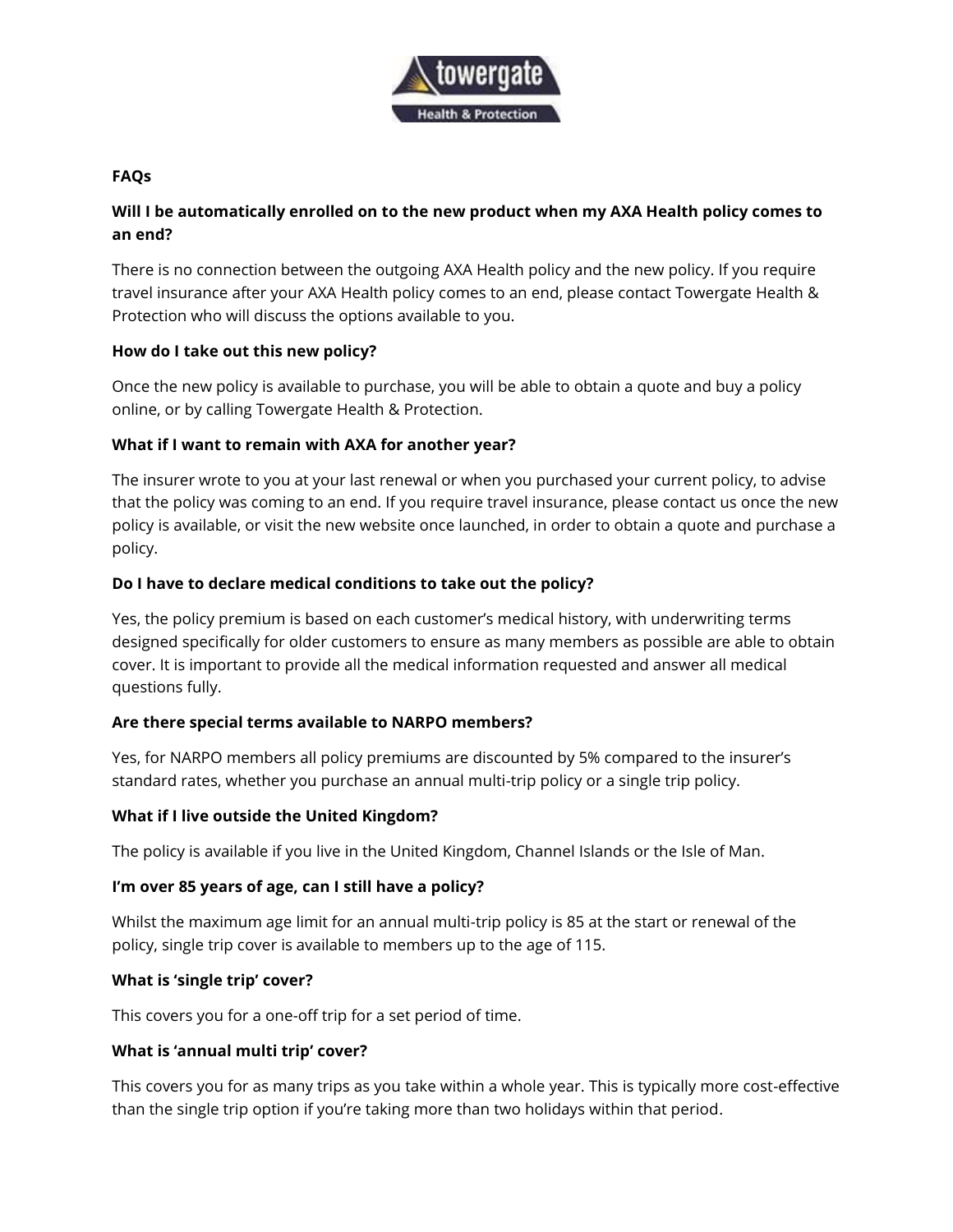## FAQs

**Will I be automatically enrolled on to the new product when my AXA Health policy comes to an end?**

There is no connection between the outgoing AXA Health policy and the new policy. If you require travel insurance after your AXA Health policy comes to an end, please contact Towergate Health & Protection who will discuss the options available to you.

**How do I take out this new policy?**

Once the new policy is available to purchase, you will be able to obtain a quote and buy a policy online, or by calling Towergate Health & Protection.

**What if I want to remain with AXA for another year?**

The insurer wrote to you at your last renewal or when you purchased your current policy, to advise that the policy was coming to an end. If you require travel insurance, please contact us once the new policy is available, or visit the new website once launched, in order to obtain a quote and purchase a policy.

**Do I have to declare medical conditions to take out the policy?**

Yes, the policy premium is based on each customer's medical history, with underwriting terms designed specifically for older customers to ensure as many members as possible are able to obtain cover. It is important to provide all the medical information requested and answer all medical questions fully.

**Are there special terms available to NARPO members?**

Yes, for NARPO members all policy premiums are discounted by 5% compared to the insurer's standard rates, whether you purchase an annual multi-trip policy or a single trip policy.

**What if I live outside the United Kingdom?**

The policy is available if you live in the United Kingdom, Channel Islands or the Isle of Man.

**I'm over 85 years of age, can I still have a policy?**

Whilst the maximum age limit for an annual multi-trip policy is 85 at the start or renewal of the policy, single trip cover is available to members up to the age of 115.

**What is 'single trip' cover?**

This covers you for a one-off trip for a set period of time.

**What is 'annual multi trip' cover?**

This covers you for as many trips as you take within a whole year. This is typically more cost-effective than the single trip option if you're taking more than two holidays within that period.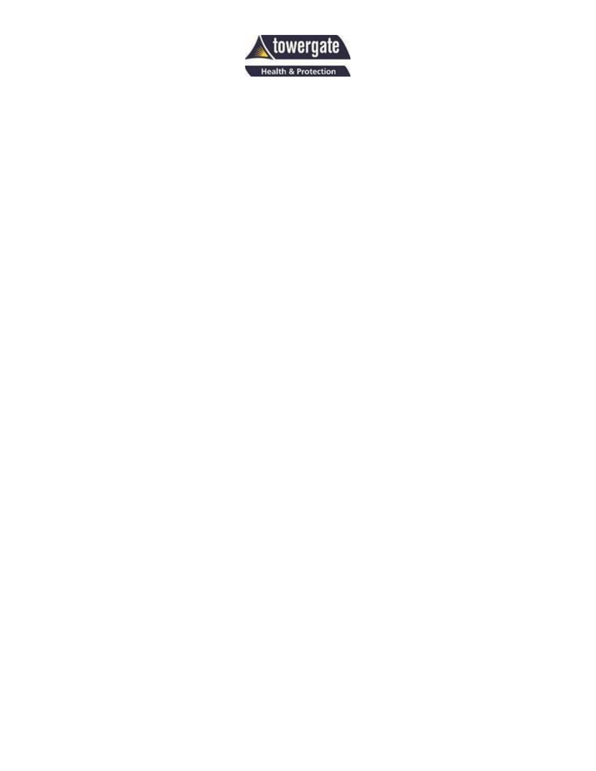towergate

Health & Protection